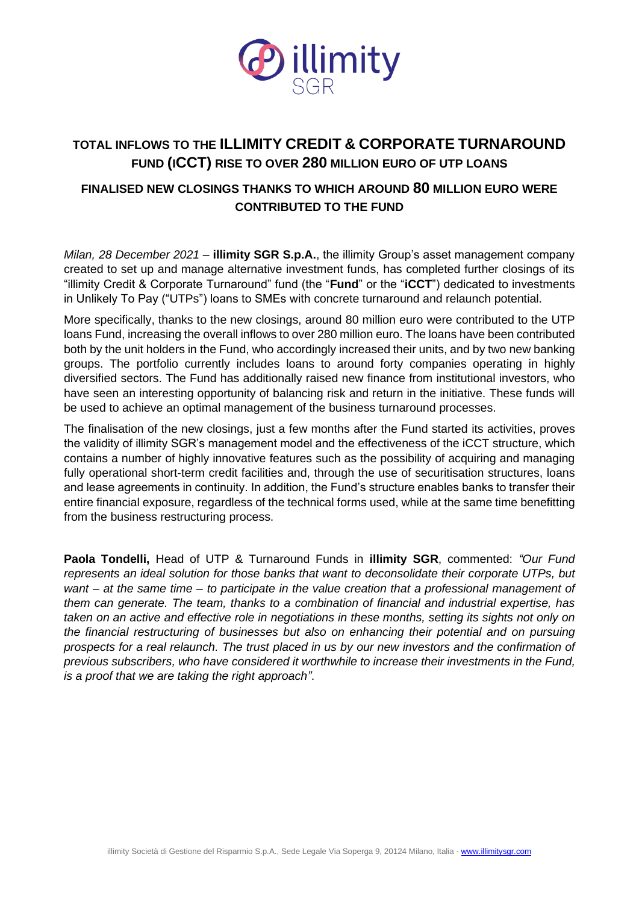# TOTAL INFLOWS TO THE ILLIMITY CREDIT & CORPORATE TURNAROUND FUND (ICCT) RISE TO OVER 280 MILLION EURO OF UTP LOANS

## FINALISED NEW CLOSINGS THANKS TO WHICH AROUND 80 MILLION EURO WERE CONTRIBUTED TO THE FUND

*Milan, 28 December 2021* – **illimity SGR S.p.A.**, the illimity Group's asset management company created to set up and manage alternative investment funds, has completed further closings of its "illimity Credit & Corporate Turnaround" fund (the "**Fund**" or the "**iCCT**") dedicated to investments in Unlikely To Pay ("UTPs") loans to SMEs with concrete turnaround and relaunch potential.

More specifically, thanks to the new closings, around 80 million euro were contributed to the UTP loans Fund, increasing the overall inflows to over 280 million euro. The loans have been contributed both by the unit holders in the Fund, who accordingly increased their units, and by two new banking groups. The portfolio currently includes loans to around forty companies operating in highly diversified sectors. The Fund has additionally raised new finance from institutional investors, who have seen an interesting opportunity of balancing risk and return in the initiative. These funds will be used to achieve an optimal management of the business turnaround processes.

The finalisation of the new closings, just a few months after the Fund started its activities, proves the validity of illimity SGR's management model and the effectiveness of the iCCT structure, which contains a number of highly innovative features such as the possibility of acquiring and managing fully operational short-term credit facilities and, through the use of securitisation structures, loans and lease agreements in continuity. In addition, the Fund's structure enables banks to transfer their entire financial exposure, regardless of the technical forms used, while at the same time benefitting from the business restructuring process.

**Paola Tondelli,** Head of UTP & Turnaround Funds in **illimity SGR**, commented: *"Our Fund represents an ideal solution for those banks that want to deconsolidate their corporate UTPs, but want – at the same time – to participate in the value creation that a professional management of them can generate. The team, thanks to a combination of financial and industrial expertise, has taken on an active and effective role in negotiations in these months, setting its sights not only on the financial restructuring of businesses but also on enhancing their potential and on pursuing prospects for a real relaunch. The trust placed in us by our new investors and the confirmation of previous subscribers, who have considered it worthwhile to increase their investments in the Fund, is a proof that we are taking the right approach"*.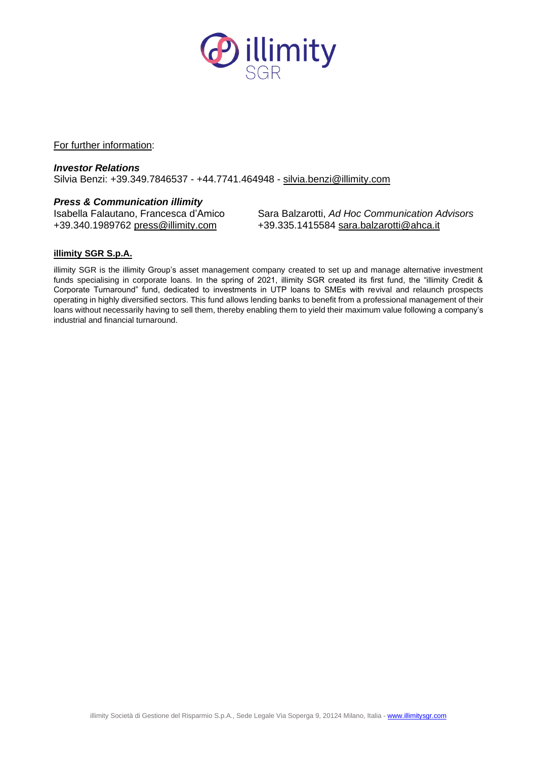For further information:

***Investor Relations***
Silvia Benzi: +39.349.7846537 - +44.7741.464948 - silvia.benzi@illimity.com

***Press & Communication illimity***
Isabella Falautano, Francesca d'Amico
+39.340.1989762 press@illimity.com

Sara Balzarotti, *Ad Hoc Communication Advisors*
+39.335.1415584 sara.balzarotti@ahca.it

**illimity SGR S.p.A.**

illimity SGR is the illimity Group's asset management company created to set up and manage alternative investment funds specialising in corporate loans. In the spring of 2021, illimity SGR created its first fund, the "illimity Credit & Corporate Turnaround" fund, dedicated to investments in UTP loans to SMEs with revival and relaunch prospects operating in highly diversified sectors. This fund allows lending banks to benefit from a professional management of their loans without necessarily having to sell them, thereby enabling them to yield their maximum value following a company's industrial and financial turnaround.

illimity Società di Gestione del Risparmio S.p.A., Sede Legale Via Soperga 9, 20124 Milano, Italia - www.illimitysgr.com